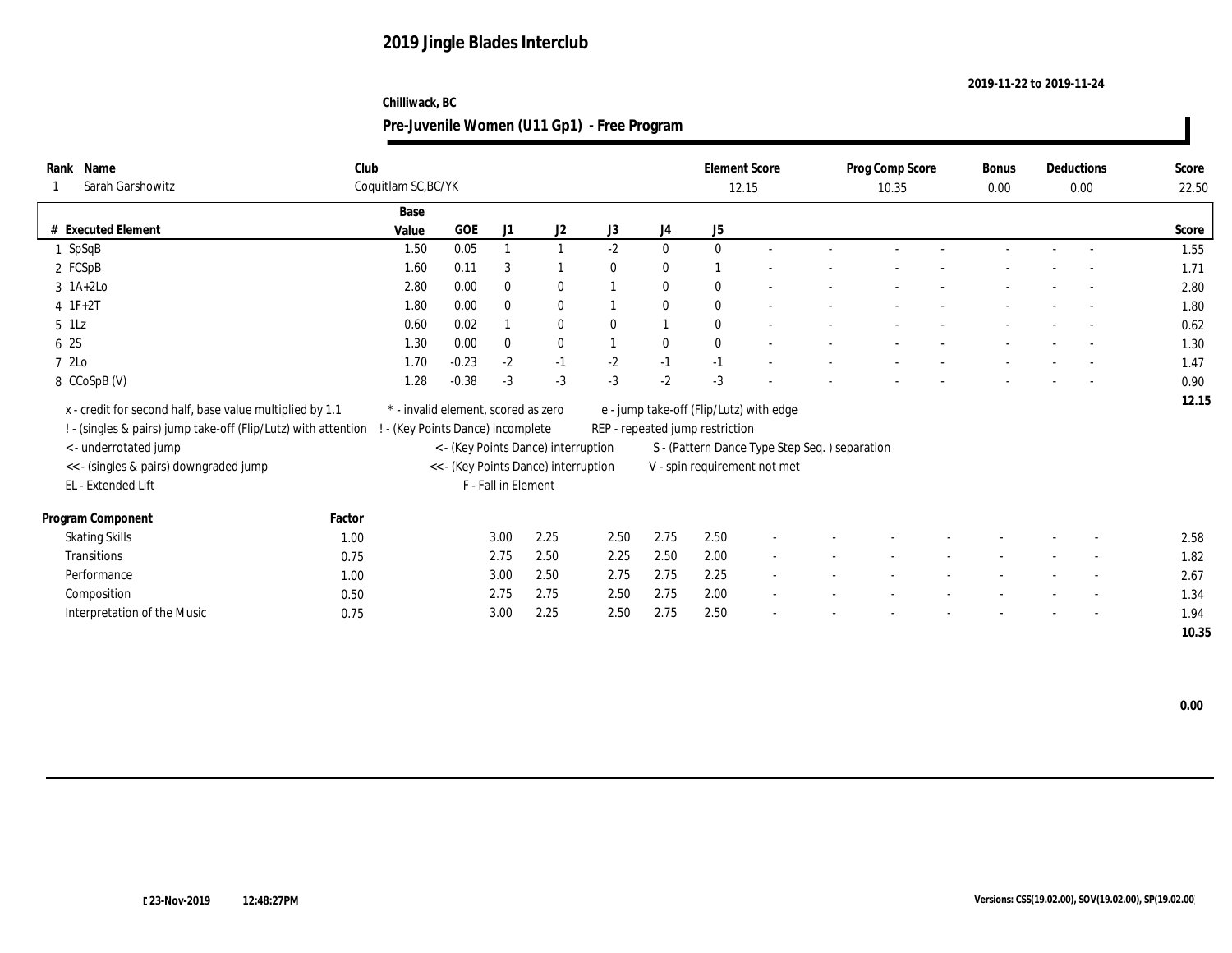# 2019 Jingle Blades Interclub

2019-11-22 to 2019-11-24

Chilliwack, BC

## Pre-Juvenile Women (U11 Gp1) - Free Program

| Rank | Name | Club | Element Score | Prog Comp Score | Bonus | Deductions | Score |
|---|---|---|---|---|---|---|---|
| 1 | Sarah Garshowitz | Coquitlam SC,BC/YK | 12.15 | 10.35 | 0.00 | 0.00 | 22.50 |

| # | Executed Element | Base Value | GOE | J1 | J2 | J3 | J4 | J5 | | | | | | | | | Score |
|---|---|---|---|---|---|---|---|---|---|---|---|---|---|---|---|---|---|
| 1 | SpSqB | 1.50 | 0.05 | 1 | 1 | -2 | 0 | 0 | - | - | - | - | - | - | - | - | 1.55 |
| 2 | FCSpB | 1.60 | 0.11 | 3 | 1 | 0 | 0 | 1 | - | - | - | - | - | - | - | - | 1.71 |
| 3 | 1A+2Lo | 2.80 | 0.00 | 0 | 0 | 1 | 0 | 0 | - | - | - | - | - | - | - | - | 2.80 |
| 4 | 1F+2T | 1.80 | 0.00 | 0 | 0 | 1 | 0 | 0 | - | - | - | - | - | - | - | - | 1.80 |
| 5 | 1Lz | 0.60 | 0.02 | 1 | 0 | 0 | 1 | 0 | - | - | - | - | - | - | - | - | 0.62 |
| 6 | 2S | 1.30 | 0.00 | 0 | 0 | 1 | 0 | 0 | - | - | - | - | - | - | - | - | 1.30 |
| 7 | 2Lo | 1.70 | -0.23 | -2 | -1 | -2 | -1 | -1 | - | - | - | - | - | - | - | - | 1.47 |
| 8 | CCoSpB (V) | 1.28 | -0.38 | -3 | -3 | -3 | -2 | -3 | - | - | - | - | - | - | - | - | 0.90 |
| | | | | | | | | | | | | | | | | | 12.15 |

x - credit for second half, base value multiplied by 1.1
! - (singles & pairs) jump take-off (Flip/Lutz) with attention
< - underrotated jump
<< - (singles & pairs) downgraded jump
EL - Extended Lift
* - invalid element, scored as zero
! - (Key Points Dance) incomplete
< - (Key Points Dance) interruption
<< - (Key Points Dance) interruption
F - Fall in Element
e - jump take-off (Flip/Lutz) with edge
REP - repeated jump restriction
S - (Pattern Dance Type Step Seq. ) separation
V - spin requirement not met

| Program Component | Factor | J1 | J2 | J3 | J4 | J5 | | | | | | | | | Score |
|---|---|---|---|---|---|---|---|---|---|---|---|---|---|---|---|
| Skating Skills | 1.00 | 3.00 | 2.25 | 2.50 | 2.75 | 2.50 | - | - | - | - | - | - | - | - | 2.58 |
| Transitions | 0.75 | 2.75 | 2.50 | 2.25 | 2.50 | 2.00 | - | - | - | - | - | - | - | - | 1.82 |
| Performance | 1.00 | 3.00 | 2.50 | 2.75 | 2.75 | 2.25 | - | - | - | - | - | - | - | - | 2.67 |
| Composition | 0.50 | 2.75 | 2.75 | 2.50 | 2.75 | 2.00 | - | - | - | - | - | - | - | - | 1.34 |
| Interpretation of the Music | 0.75 | 3.00 | 2.25 | 2.50 | 2.75 | 2.50 | - | - | - | - | - | - | - | - | 1.94 |
| | | | | | | | | | | | | | | | 10.35 |

0.00

[23-Nov-2019 12:48:27PM

Versions: CSS(19.02.00), SOV(19.02.00), SP(19.02.00)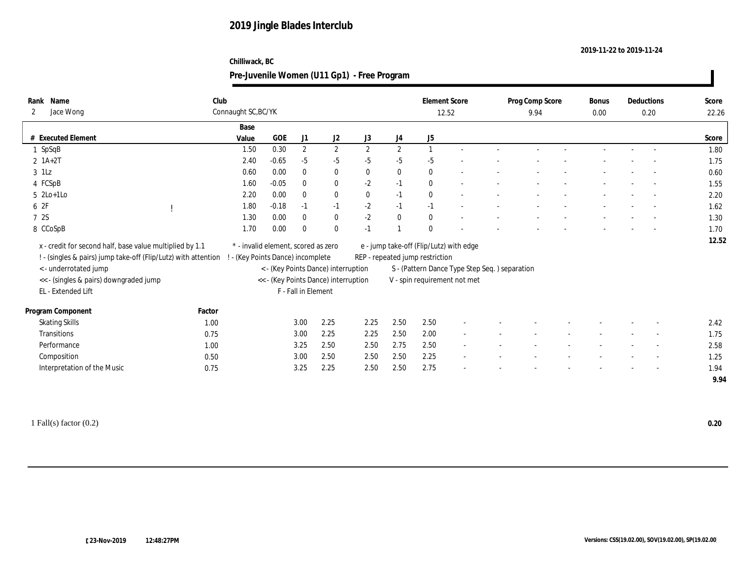# 2019 Jingle Blades Interclub

2019-11-22 to 2019-11-24

Chilliwack, BC

## Pre-Juvenile Women (U11 Gp1) - Free Program

| Rank | Name | Club | Element Score | Prog Comp Score | Bonus | Deductions | Score |
|---|---|---|---|---|---|---|---|
| 2 | Jace Wong | Connaught SC,BC/YK | 12.52 | 9.94 | 0.00 | 0.20 | 22.26 |

| # | Executed Element | | Base Value | GOE | J1 | J2 | J3 | J4 | J5 | | | | | | | | | Score |
|---|---|---|---|---|---|---|---|---|---|---|---|---|---|---|---|---|---|---|
| 1 | SpSqB | | 1.50 | 0.30 | 2 | 2 | 2 | 2 | 1 | - | - | - | - | - | - | - | - | 1.80 |
| 2 | 1A+2T | | 2.40 | -0.65 | -5 | -5 | -5 | -5 | -5 | - | - | - | - | - | - | - | - | 1.75 |
| 3 | 1Lz | | 0.60 | 0.00 | 0 | 0 | 0 | 0 | 0 | - | - | - | - | - | - | - | - | 0.60 |
| 4 | FCSpB | | 1.60 | -0.05 | 0 | 0 | -2 | -1 | 0 | - | - | - | - | - | - | - | - | 1.55 |
| 5 | 2Lo+1Lo | | 2.20 | 0.00 | 0 | 0 | 0 | -1 | 0 | - | - | - | - | - | - | - | - | 2.20 |
| 6 | 2F | ! | 1.80 | -0.18 | -1 | -1 | -2 | -1 | -1 | - | - | - | - | - | - | - | - | 1.62 |
| 7 | 2S | | 1.30 | 0.00 | 0 | 0 | -2 | 0 | 0 | - | - | - | - | - | - | - | - | 1.30 |
| 8 | CCoSpB | | 1.70 | 0.00 | 0 | 0 | -1 | 1 | 0 | - | - | - | - | - | - | - | - | 1.70 |
| | | | | | | | | | | | | | | | | | | 12.52 |

x - credit for second half, base value multiplied by 1.1
! - (singles & pairs) jump take-off (Flip/Lutz) with attention
< - underrotated jump
<< - (singles & pairs) downgraded jump
EL - Extended Lift
\* - invalid element, scored as zero
! - (Key Points Dance) incomplete
< - (Key Points Dance) interruption
<< - (Key Points Dance) interruption
F - Fall in Element
e - jump take-off (Flip/Lutz) with edge
REP - repeated jump restriction
S - (Pattern Dance Type Step Seq. ) separation
V - spin requirement not met

| Program Component | Factor | J1 | J2 | J3 | J4 | J5 | | | | | | | | | Score |
|---|---|---|---|---|---|---|---|---|---|---|---|---|---|---|---|
| Skating Skills | 1.00 | 3.00 | 2.25 | 2.25 | 2.50 | 2.50 | - | - | - | - | - | - | - | - | 2.42 |
| Transitions | 0.75 | 3.00 | 2.25 | 2.25 | 2.50 | 2.00 | - | - | - | - | - | - | - | - | 1.75 |
| Performance | 1.00 | 3.25 | 2.50 | 2.50 | 2.75 | 2.50 | - | - | - | - | - | - | - | - | 2.58 |
| Composition | 0.50 | 3.00 | 2.50 | 2.50 | 2.50 | 2.25 | - | - | - | - | - | - | - | - | 1.25 |
| Interpretation of the Music | 0.75 | 3.25 | 2.25 | 2.50 | 2.50 | 2.75 | - | - | - | - | - | - | - | - | 1.94 |
| | | | | | | | | | | | | | | | 9.94 |

1 Fall(s) factor (0.2) **0.20**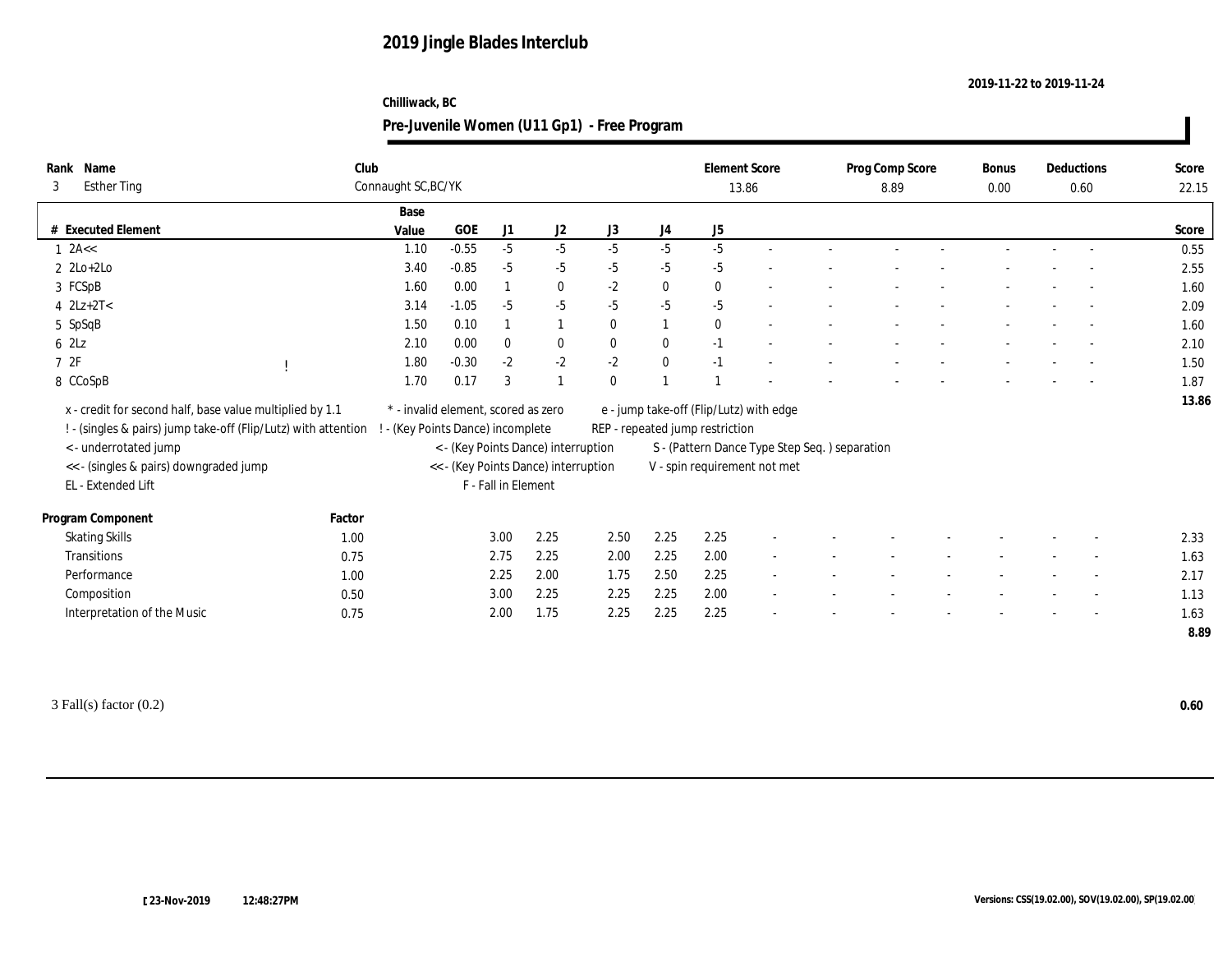# 2019 Jingle Blades Interclub

**2019-11-22 to 2019-11-24**

**Chilliwack, BC**

## Pre-Juvenile Women (U11 Gp1) - Free Program

| Rank | Name | Club | Element Score | Prog Comp Score | Bonus | Deductions | Score |
|---|---|---|---|---|---|---|---|
| 3 | Esther Ting | Connaught SC,BC/YK | 13.86 | 8.89 | 0.00 | 0.60 | 22.15 |

| # | Executed Element | | Base Value | GOE | J1 | J2 | J3 | J4 | J5 | | | | | | | | | Score |
|---|---|---|---|---|---|---|---|---|---|---|---|---|---|---|---|---|---|---|
| 1 | 2A<< | | 1.10 | -0.55 | -5 | -5 | -5 | -5 | -5 | - | - | - | - | - | - | - | - | 0.55 |
| 2 | 2Lo+2Lo | | 3.40 | -0.85 | -5 | -5 | -5 | -5 | -5 | - | - | - | - | - | - | - | - | 2.55 |
| 3 | FCSpB | | 1.60 | 0.00 | 1 | 0 | -2 | 0 | 0 | - | - | - | - | - | - | - | - | 1.60 |
| 4 | 2Lz+2T< | | 3.14 | -1.05 | -5 | -5 | -5 | -5 | -5 | - | - | - | - | - | - | - | - | 2.09 |
| 5 | SpSqB | | 1.50 | 0.10 | 1 | 1 | 0 | 1 | 0 | - | - | - | - | - | - | - | - | 1.60 |
| 6 | 2Lz | | 2.10 | 0.00 | 0 | 0 | 0 | 0 | -1 | - | - | - | - | - | - | - | - | 2.10 |
| 7 | 2F | ! | 1.80 | -0.30 | -2 | -2 | -2 | 0 | -1 | - | - | - | - | - | - | - | - | 1.50 |
| 8 | CCoSpB | | 1.70 | 0.17 | 3 | 1 | 0 | 1 | 1 | - | - | - | - | - | - | - | - | 1.87 |
| | | | | | | | | | | | | | | | | | | 13.86 |

x - credit for second half, base value multiplied by 1.1
! - (singles & pairs) jump take-off (Flip/Lutz) with attention
< - underrotated jump
<< - (singles & pairs) downgraded jump
EL - Extended Lift
\* - invalid element, scored as zero
! - (Key Points Dance) incomplete
< - (Key Points Dance) interruption
<< - (Key Points Dance) interruption
F - Fall in Element
e - jump take-off (Flip/Lutz) with edge
REP - repeated jump restriction
S - (Pattern Dance Type Step Seq. ) separation
V - spin requirement not met

| Program Component | Factor | J1 | J2 | J3 | J4 | J5 | | | | | | | | | Score |
|---|---|---|---|---|---|---|---|---|---|---|---|---|---|---|---|
| Skating Skills | 1.00 | 3.00 | 2.25 | 2.50 | 2.25 | 2.25 | - | - | - | - | - | - | - | - | 2.33 |
| Transitions | 0.75 | 2.75 | 2.25 | 2.00 | 2.25 | 2.00 | - | - | - | - | - | - | - | - | 1.63 |
| Performance | 1.00 | 2.25 | 2.00 | 1.75 | 2.50 | 2.25 | - | - | - | - | - | - | - | - | 2.17 |
| Composition | 0.50 | 3.00 | 2.25 | 2.25 | 2.25 | 2.00 | - | - | - | - | - | - | - | - | 1.13 |
| Interpretation of the Music | 0.75 | 2.00 | 1.75 | 2.25 | 2.25 | 2.25 | - | - | - | - | - | - | - | - | 1.63 |
| | | | | | | | | | | | | | | | 8.89 |

3 Fall(s) factor (0.2) **0.60**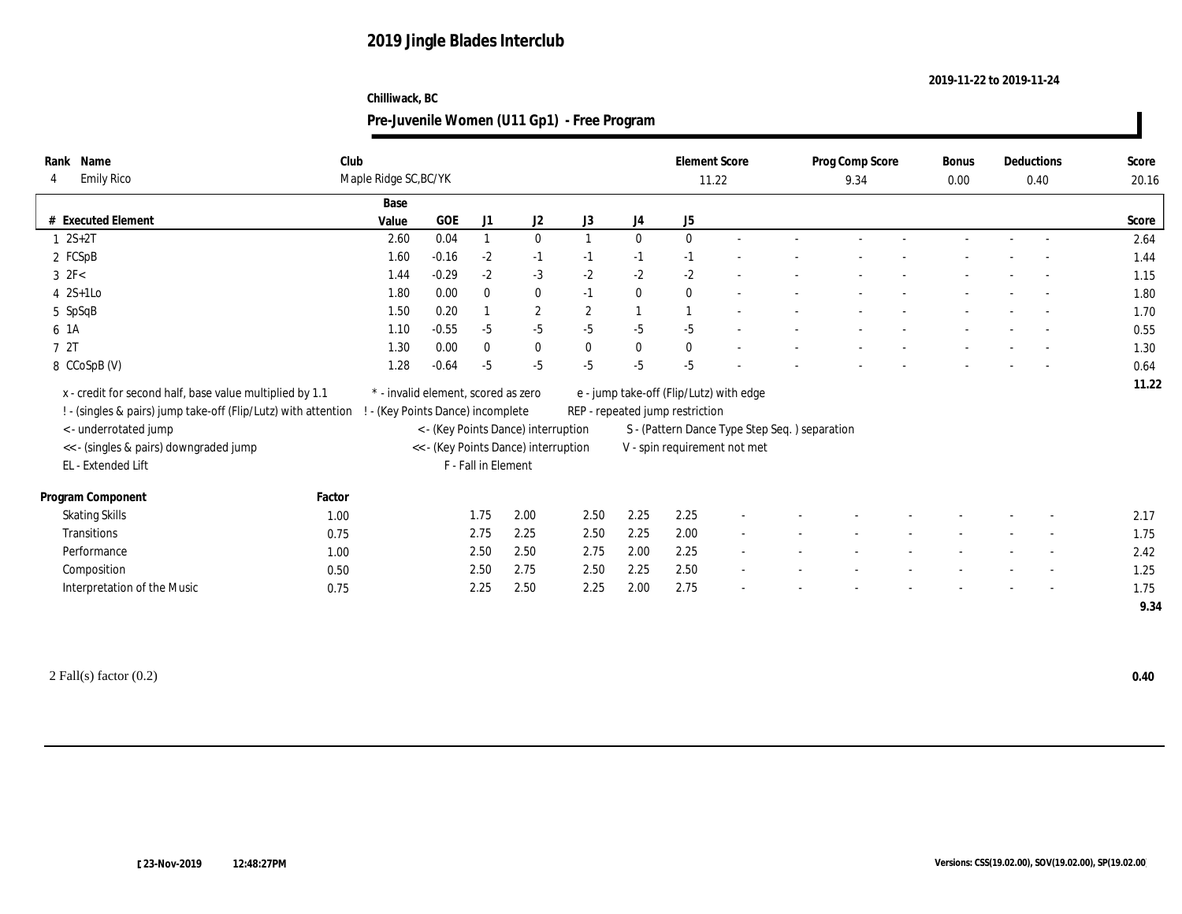# 2019 Jingle Blades Interclub

**2019-11-22 to 2019-11-24**

**Chilliwack, BC**

## Pre-Juvenile Women (U11 Gp1) - Free Program

| Rank | Name | Club | Element Score | Prog Comp Score | Bonus | Deductions | Score |
|---|---|---|---|---|---|---|---|
| 4 | Emily Rico | Maple Ridge SC,BC/YK | 11.22 | 9.34 | 0.00 | 0.40 | 20.16 |

| # | Executed Element | Base Value | GOE | J1 | J2 | J3 | J4 | J5 | | | | | | | | | | Score |
|---|---|---|---|---|---|---|---|---|---|---|---|---|---|---|---|---|---|---|
| 1 | 2S+2T | 2.60 | 0.04 | 1 | 0 | 1 | 0 | 0 | - | - | - | - | - | - | - | - | - | 2.64 |
| 2 | FCSpB | 1.60 | -0.16 | -2 | -1 | -1 | -1 | -1 | - | - | - | - | - | - | - | - | - | 1.44 |
| 3 | 2F< | 1.44 | -0.29 | -2 | -3 | -2 | -2 | -2 | - | - | - | - | - | - | - | - | - | 1.15 |
| 4 | 2S+1Lo | 1.80 | 0.00 | 0 | 0 | -1 | 0 | 0 | - | - | - | - | - | - | - | - | - | 1.80 |
| 5 | SpSqB | 1.50 | 0.20 | 1 | 2 | 2 | 1 | 1 | - | - | - | - | - | - | - | - | - | 1.70 |
| 6 | 1A | 1.10 | -0.55 | -5 | -5 | -5 | -5 | -5 | - | - | - | - | - | - | - | - | - | 0.55 |
| 7 | 2T | 1.30 | 0.00 | 0 | 0 | 0 | 0 | 0 | - | - | - | - | - | - | - | - | - | 1.30 |
| 8 | CCoSpB (V) | 1.28 | -0.64 | -5 | -5 | -5 | -5 | -5 | - | - | - | - | - | - | - | - | - | 0.64 |
| | | | | | | | | | | | | | | | | | | 11.22 |

x - credit for second half, base value multiplied by 1.1
! - (singles & pairs) jump take-off (Flip/Lutz) with attention
< - underrotated jump
<< - (singles & pairs) downgraded jump
EL - Extended Lift
* - invalid element, scored as zero
! - (Key Points Dance) incomplete
< - (Key Points Dance) interruption
<< - (Key Points Dance) interruption
F - Fall in Element
e - jump take-off (Flip/Lutz) with edge
REP - repeated jump restriction
S - (Pattern Dance Type Step Seq. ) separation
V - spin requirement not met

| Program Component | Factor | J1 | J2 | J3 | J4 | J5 | | | | | | | | | | Score |
|---|---|---|---|---|---|---|---|---|---|---|---|---|---|---|---|---|
| Skating Skills | 1.00 | 1.75 | 2.00 | 2.50 | 2.25 | 2.25 | - | - | - | - | - | - | - | - | - | 2.17 |
| Transitions | 0.75 | 2.75 | 2.25 | 2.50 | 2.25 | 2.00 | - | - | - | - | - | - | - | - | - | 1.75 |
| Performance | 1.00 | 2.50 | 2.50 | 2.75 | 2.00 | 2.25 | - | - | - | - | - | - | - | - | - | 2.42 |
| Composition | 0.50 | 2.50 | 2.75 | 2.50 | 2.25 | 2.50 | - | - | - | - | - | - | - | - | - | 1.25 |
| Interpretation of the Music | 0.75 | 2.25 | 2.50 | 2.25 | 2.00 | 2.75 | - | - | - | - | - | - | - | - | - | 1.75 |
| | | | | | | | | | | | | | | | | 9.34 |

2 Fall(s) factor (0.2) **0.40**

23-Nov-2019 12:48:27PM

Versions: CSS(19.02.00), SOV(19.02.00), SP(19.02.00)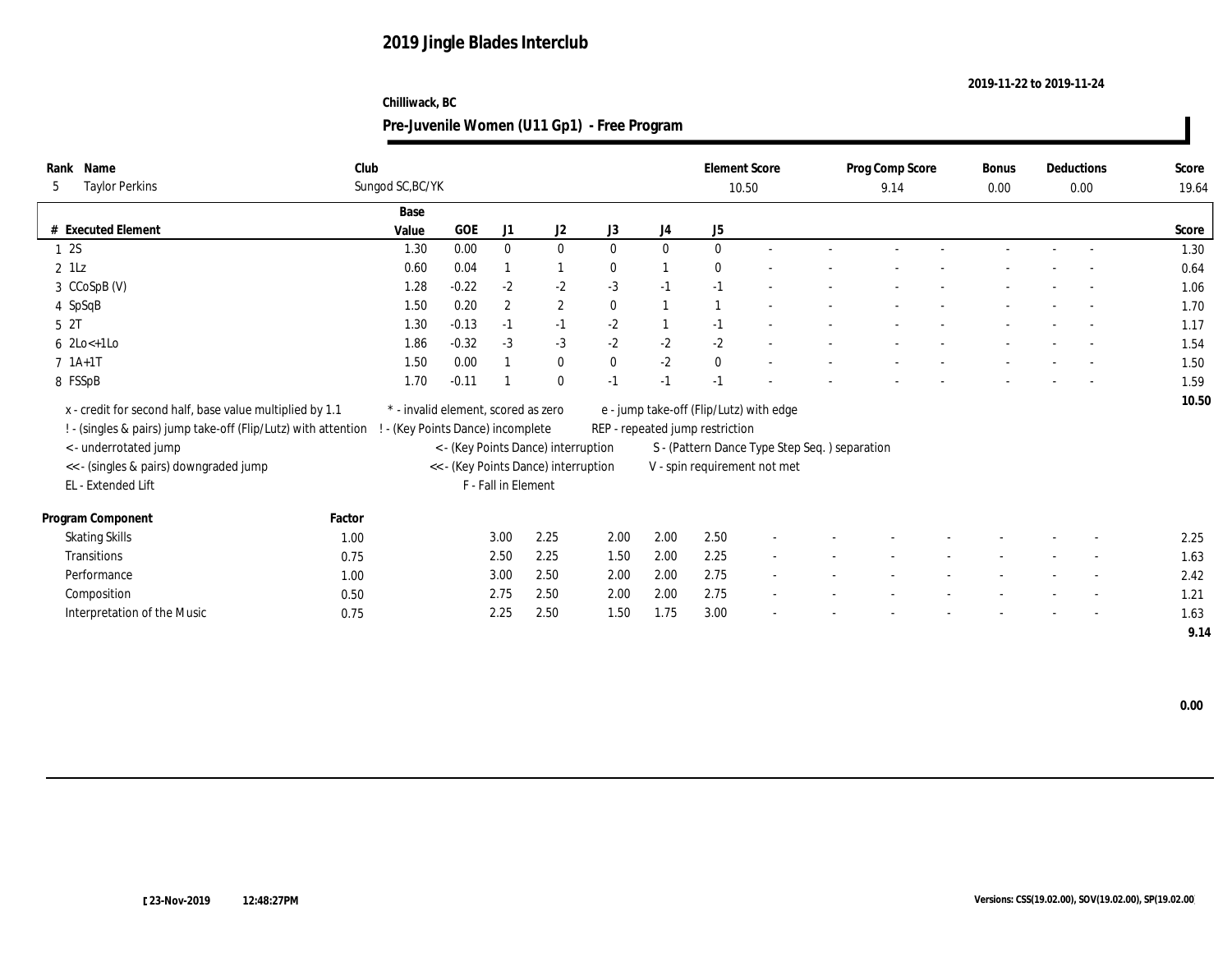# 2019 Jingle Blades Interclub

**2019-11-22 to 2019-11-24**

**Chilliwack, BC**

## Pre-Juvenile Women (U11 Gp1) - Free Program

| Rank | Name | Club | Element Score | Prog Comp Score | Bonus | Deductions | Score |
|---|---|---|---|---|---|---|---|
| 5 | Taylor Perkins | Sungod SC,BC/YK | 10.50 | 9.14 | 0.00 | 0.00 | 19.64 |

| # | Executed Element | Base Value | GOE | J1 | J2 | J3 | J4 | J5 | Score |
|---|---|---|---|---|---|---|---|---|---|
| 1 | 2S | 1.30 | 0.00 | 0 | 0 | 0 | 0 | 0 | 1.30 |
| 2 | 1Lz | 0.60 | 0.04 | 1 | 1 | 0 | 1 | 0 | 0.64 |
| 3 | CCoSpB (V) | 1.28 | -0.22 | -2 | -2 | -3 | -1 | -1 | 1.06 |
| 4 | SpSqB | 1.50 | 0.20 | 2 | 2 | 0 | 1 | 1 | 1.70 |
| 5 | 2T | 1.30 | -0.13 | -1 | -1 | -2 | 1 | -1 | 1.17 |
| 6 | 2Lo<+1Lo | 1.86 | -0.32 | -3 | -3 | -2 | -2 | -2 | 1.54 |
| 7 | 1A+1T | 1.50 | 0.00 | 1 | 0 | 0 | -2 | 0 | 1.50 |
| 8 | FSSpB | 1.70 | -0.11 | 1 | 0 | -1 | -1 | -1 | 1.59 |
| | | | | | | | | | 10.50 |

x - credit for second half, base value multiplied by 1.1
! - (singles & pairs) jump take-off (Flip/Lutz) with attention
< - underrotated jump
<< - (singles & pairs) downgraded jump
EL - Extended Lift
* - invalid element, scored as zero
! - (Key Points Dance) incomplete
< - (Key Points Dance) interruption
<< - (Key Points Dance) interruption
F - Fall in Element
e - jump take-off (Flip/Lutz) with edge
REP - repeated jump restriction
S - (Pattern Dance Type Step Seq. ) separation
V - spin requirement not met

| Program Component | Factor | J1 | J2 | J3 | J4 | J5 | Score |
|---|---|---|---|---|---|---|---|
| Skating Skills | 1.00 | 3.00 | 2.25 | 2.00 | 2.00 | 2.50 | 2.25 |
| Transitions | 0.75 | 2.50 | 2.25 | 1.50 | 2.00 | 2.25 | 1.63 |
| Performance | 1.00 | 3.00 | 2.50 | 2.00 | 2.00 | 2.75 | 2.42 |
| Composition | 0.50 | 2.75 | 2.50 | 2.00 | 2.00 | 2.75 | 1.21 |
| Interpretation of the Music | 0.75 | 2.25 | 2.50 | 1.50 | 1.75 | 3.00 | 1.63 |
| | | | | | | | 9.14 |

**0.00**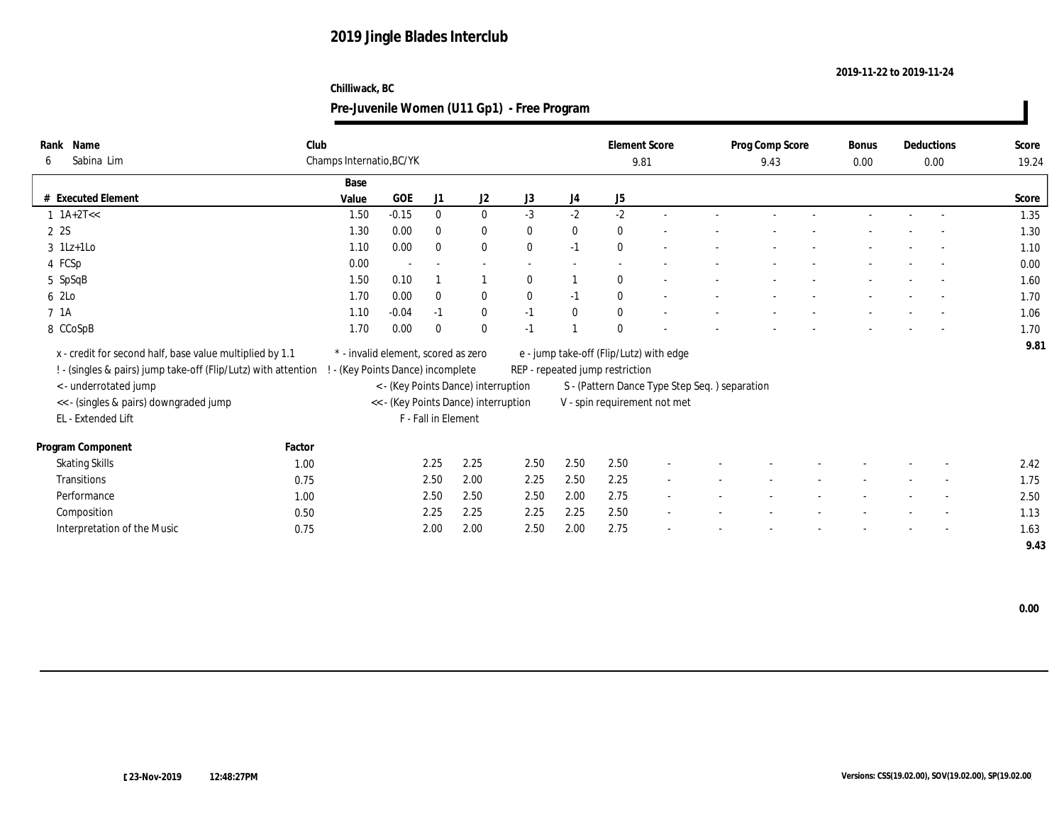# 2019 Jingle Blades Interclub

2019-11-22 to 2019-11-24

Chilliwack, BC

## Pre-Juvenile Women (U11 Gp1) - Free Program

| Rank | Name | Club | Element Score | Prog Comp Score | Bonus | Deductions | Score |
|---|---|---|---|---|---|---|---|
| 6 | Sabina Lim | Champs Internatio,BC/YK | 9.81 | 9.43 | 0.00 | 0.00 | 19.24 |

| # | Executed Element | Base Value | GOE | J1 | J2 | J3 | J4 | J5 | | | | | | | | | Score |
|---|---|---|---|---|---|---|---|---|---|---|---|---|---|---|---|---|---|
| 1 | 1A+2T<< | 1.50 | -0.15 | 0 | 0 | -3 | -2 | -2 | - | - | - | - | - | - | - | - | 1.35 |
| 2 | 2S | 1.30 | 0.00 | 0 | 0 | 0 | 0 | 0 | - | - | - | - | - | - | - | - | 1.30 |
| 3 | 1Lz+1Lo | 1.10 | 0.00 | 0 | 0 | 0 | -1 | 0 | - | - | - | - | - | - | - | - | 1.10 |
| 4 | FCSp | 0.00 | - | - | - | - | - | - | - | - | - | - | - | - | - | - | 0.00 |
| 5 | SpSqB | 1.50 | 0.10 | 1 | 1 | 0 | 1 | 0 | - | - | - | - | - | - | - | - | 1.60 |
| 6 | 2Lo | 1.70 | 0.00 | 0 | 0 | 0 | -1 | 0 | - | - | - | - | - | - | - | - | 1.70 |
| 7 | 1A | 1.10 | -0.04 | -1 | 0 | -1 | 0 | 0 | - | - | - | - | - | - | - | - | 1.06 |
| 8 | CCoSpB | 1.70 | 0.00 | 0 | 0 | -1 | 1 | 0 | - | - | - | - | - | - | - | - | 1.70 |
| | | | | | | | | | | | | | | | | | 9.81 |

x - credit for second half, base value multiplied by 1.1
! - (singles & pairs) jump take-off (Flip/Lutz) with attention
< - underrotated jump
<< - (singles & pairs) downgraded jump
EL - Extended Lift
* - invalid element, scored as zero
! - (Key Points Dance) incomplete
< - (Key Points Dance) interruption
<< - (Key Points Dance) interruption
F - Fall in Element
e - jump take-off (Flip/Lutz) with edge
REP - repeated jump restriction
S - (Pattern Dance Type Step Seq. ) separation
V - spin requirement not met

| Program Component | Factor | J1 | J2 | J3 | J4 | J5 | | | | | | | | | Score |
|---|---|---|---|---|---|---|---|---|---|---|---|---|---|---|---|
| Skating Skills | 1.00 | 2.25 | 2.25 | 2.50 | 2.50 | 2.50 | - | - | - | - | - | - | - | - | 2.42 |
| Transitions | 0.75 | 2.50 | 2.00 | 2.25 | 2.50 | 2.25 | - | - | - | - | - | - | - | - | 1.75 |
| Performance | 1.00 | 2.50 | 2.50 | 2.50 | 2.00 | 2.75 | - | - | - | - | - | - | - | - | 2.50 |
| Composition | 0.50 | 2.25 | 2.25 | 2.25 | 2.25 | 2.50 | - | - | - | - | - | - | - | - | 1.13 |
| Interpretation of the Music | 0.75 | 2.00 | 2.00 | 2.50 | 2.00 | 2.75 | - | - | - | - | - | - | - | - | 1.63 |
| | | | | | | | | | | | | | | | 9.43 |

0.00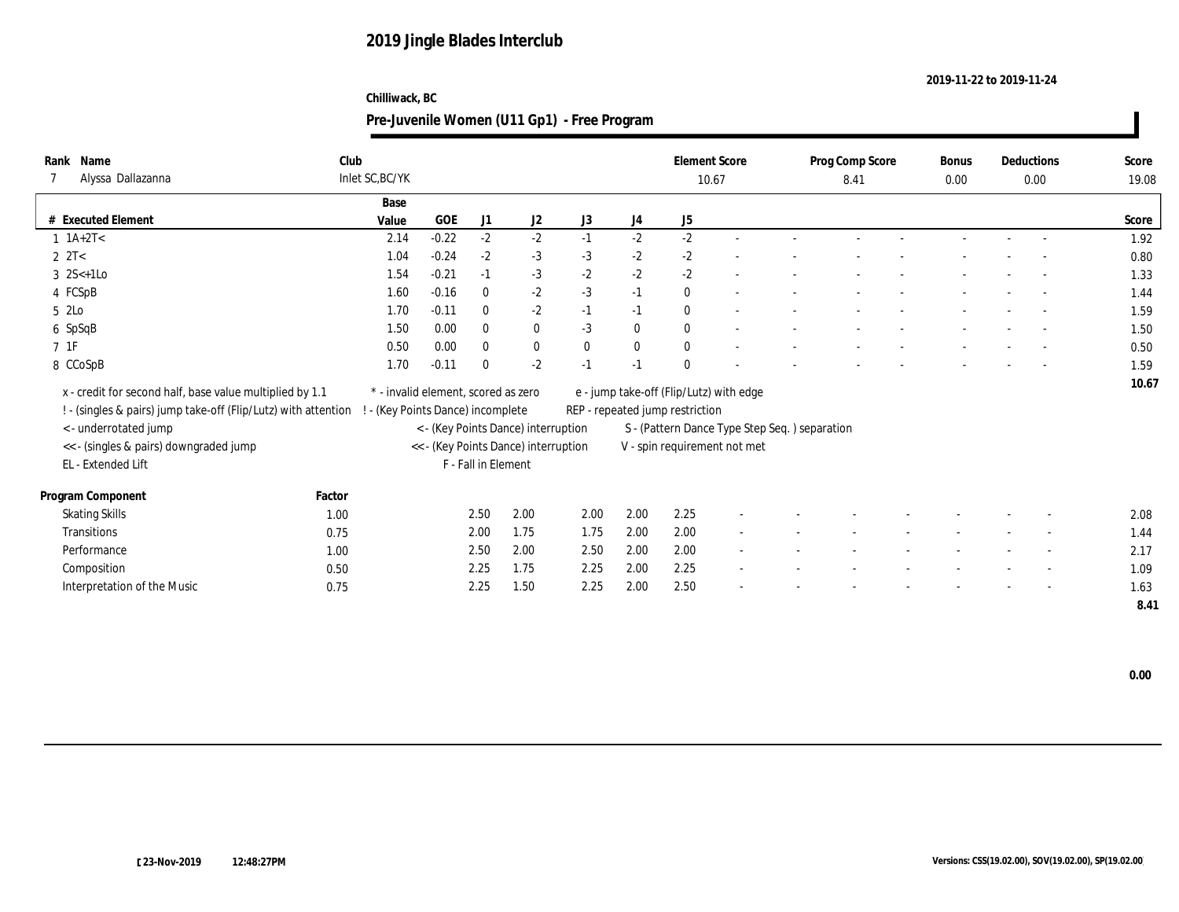# 2019 Jingle Blades Interclub

**2019-11-22 to 2019-11-24**

**Chilliwack, BC**

## Pre-Juvenile Women (U11 Gp1) - Free Program

| Rank | Name | Club | Element Score | Prog Comp Score | Bonus | Deductions | Score |
|---|---|---|---|---|---|---|---|
| 7 | Alyssa Dallazanna | Inlet SC,BC/YK | 10.67 | 8.41 | 0.00 | 0.00 | 19.08 |

| # | Executed Element | Base Value | GOE | J1 | J2 | J3 | J4 | J5 | Score |
|---|---|---|---|---|---|---|---|---|---|
| 1 | 1A+2T< | 2.14 | -0.22 | -2 | -2 | -1 | -2 | -2 | 1.92 |
| 2 | 2T< | 1.04 | -0.24 | -2 | -3 | -3 | -2 | -2 | 0.80 |
| 3 | 2S<+1Lo | 1.54 | -0.21 | -1 | -3 | -2 | -2 | -2 | 1.33 |
| 4 | FCSpB | 1.60 | -0.16 | 0 | -2 | -3 | -1 | 0 | 1.44 |
| 5 | 2Lo | 1.70 | -0.11 | 0 | -2 | -1 | -1 | 0 | 1.59 |
| 6 | SpSqB | 1.50 | 0.00 | 0 | 0 | -3 | 0 | 0 | 1.50 |
| 7 | 1F | 0.50 | 0.00 | 0 | 0 | 0 | 0 | 0 | 0.50 |
| 8 | CCoSpB | 1.70 | -0.11 | 0 | -2 | -1 | -1 | 0 | 1.59 |
| | | | | | | | | | **10.67** |

x - credit for second half, base value multiplied by 1.1
! - (singles & pairs) jump take-off (Flip/Lutz) with attention
< - underrotated jump
<< - (singles & pairs) downgraded jump
EL - Extended Lift
* - invalid element, scored as zero
! - (Key Points Dance) incomplete
< - (Key Points Dance) interruption
<< - (Key Points Dance) interruption
F - Fall in Element
e - jump take-off (Flip/Lutz) with edge
REP - repeated jump restriction
S - (Pattern Dance Type Step Seq. ) separation
V - spin requirement not met

| Program Component | Factor | J1 | J2 | J3 | J4 | J5 | Score |
|---|---|---|---|---|---|---|---|
| Skating Skills | 1.00 | 2.50 | 2.00 | 2.00 | 2.00 | 2.25 | 2.08 |
| Transitions | 0.75 | 2.00 | 1.75 | 1.75 | 2.00 | 2.00 | 1.44 |
| Performance | 1.00 | 2.50 | 2.00 | 2.50 | 2.00 | 2.00 | 2.17 |
| Composition | 0.50 | 2.25 | 1.75 | 2.25 | 2.00 | 2.25 | 1.09 |
| Interpretation of the Music | 0.75 | 2.25 | 1.50 | 2.25 | 2.00 | 2.50 | 1.63 |
| | | | | | | | **8.41** |

**0.00**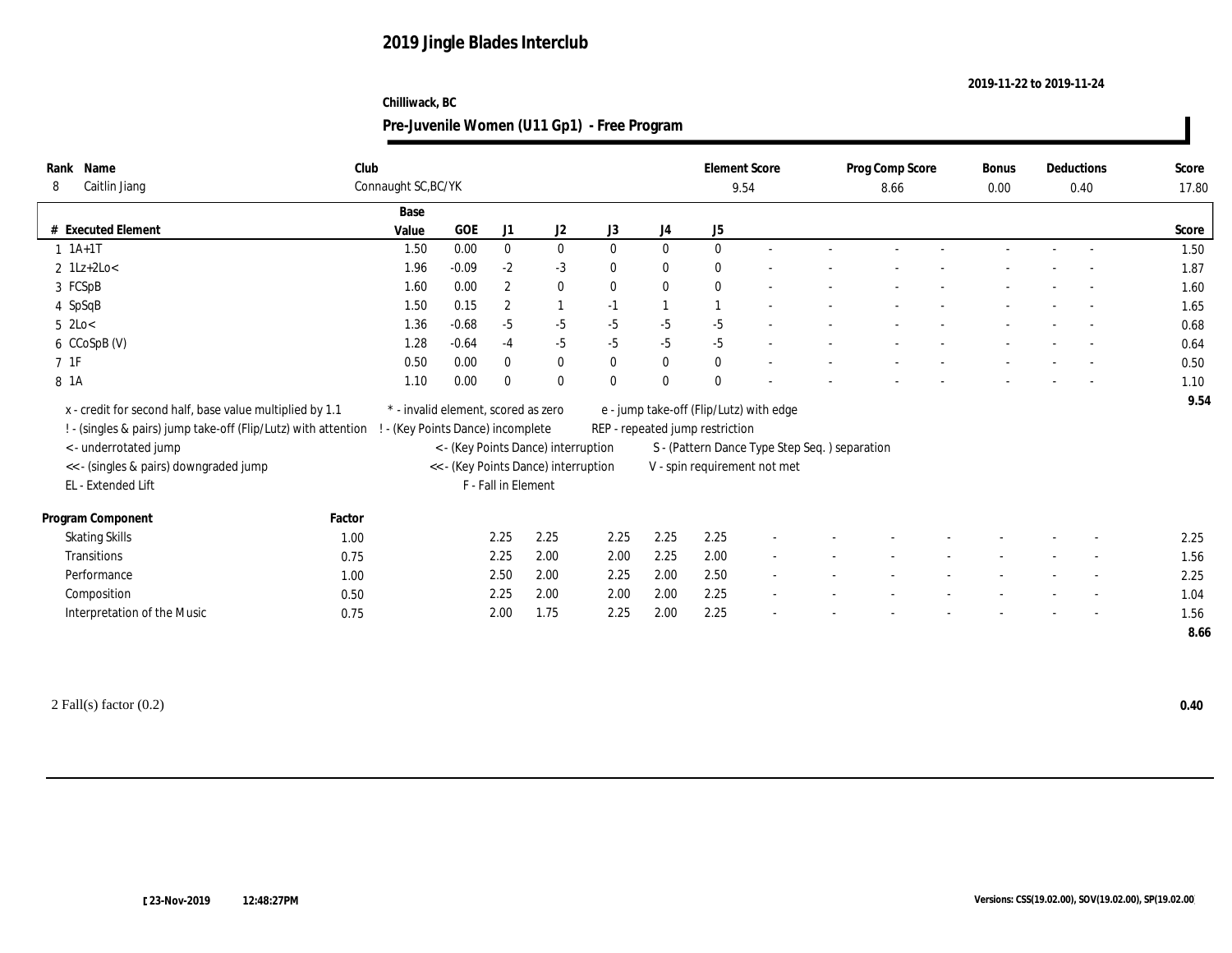# 2019 Jingle Blades Interclub

**2019-11-22 to 2019-11-24**

**Chilliwack, BC**

## Pre-Juvenile Women (U11 Gp1) - Free Program

| Rank | Name | Club | Element Score | Prog Comp Score | Bonus | Deductions | Score |
|---|---|---|---|---|---|---|---|
| 8 | Caitlin Jiang | Connaught SC,BC/YK | 9.54 | 8.66 | 0.00 | 0.40 | 17.80 |

| # | Executed Element | Base Value | GOE | J1 | J2 | J3 | J4 | J5 | | | | | | | | | | Score |
|---|---|---|---|---|---|---|---|---|---|---|---|---|---|---|---|---|---|---|
| 1 | 1A+1T | 1.50 | 0.00 | 0 | 0 | 0 | 0 | 0 | - | - | - | - | - | - | - | - | - | 1.50 |
| 2 | 1Lz+2Lo< | 1.96 | -0.09 | -2 | -3 | 0 | 0 | 0 | - | - | - | - | - | - | - | - | - | 1.87 |
| 3 | FCSpB | 1.60 | 0.00 | 2 | 0 | 0 | 0 | 0 | - | - | - | - | - | - | - | - | - | 1.60 |
| 4 | SpSqB | 1.50 | 0.15 | 2 | 1 | -1 | 1 | 1 | - | - | - | - | - | - | - | - | - | 1.65 |
| 5 | 2Lo< | 1.36 | -0.68 | -5 | -5 | -5 | -5 | -5 | - | - | - | - | - | - | - | - | - | 0.68 |
| 6 | CCoSpB (V) | 1.28 | -0.64 | -4 | -5 | -5 | -5 | -5 | - | - | - | - | - | - | - | - | - | 0.64 |
| 7 | 1F | 0.50 | 0.00 | 0 | 0 | 0 | 0 | 0 | - | - | - | - | - | - | - | - | - | 0.50 |
| 8 | 1A | 1.10 | 0.00 | 0 | 0 | 0 | 0 | 0 | - | - | - | - | - | - | - | - | - | 1.10 |
| | | | | | | | | | | | | | | | | | | 9.54 |

x - credit for second half, base value multiplied by 1.1
! - (singles & pairs) jump take-off (Flip/Lutz) with attention
< - underrotated jump
<< - (singles & pairs) downgraded jump
EL - Extended Lift
* - invalid element, scored as zero
! - (Key Points Dance) incomplete
< - (Key Points Dance) interruption
<< - (Key Points Dance) interruption
F - Fall in Element
e - jump take-off (Flip/Lutz) with edge
REP - repeated jump restriction
S - (Pattern Dance Type Step Seq. ) separation
V - spin requirement not met

| Program Component | Factor | J1 | J2 | J3 | J4 | J5 | | | | | | | | | | Score |
|---|---|---|---|---|---|---|---|---|---|---|---|---|---|---|---|---|
| Skating Skills | 1.00 | 2.25 | 2.25 | 2.25 | 2.25 | 2.25 | - | - | - | - | - | - | - | - | - | 2.25 |
| Transitions | 0.75 | 2.25 | 2.00 | 2.00 | 2.25 | 2.00 | - | - | - | - | - | - | - | - | - | 1.56 |
| Performance | 1.00 | 2.50 | 2.00 | 2.25 | 2.00 | 2.50 | - | - | - | - | - | - | - | - | - | 2.25 |
| Composition | 0.50 | 2.25 | 2.00 | 2.00 | 2.00 | 2.25 | - | - | - | - | - | - | - | - | - | 1.04 |
| Interpretation of the Music | 0.75 | 2.00 | 1.75 | 2.25 | 2.00 | 2.25 | - | - | - | - | - | - | - | - | - | 1.56 |
| | | | | | | | | | | | | | | | | 8.66 |

2 Fall(s) factor (0.2) **0.40**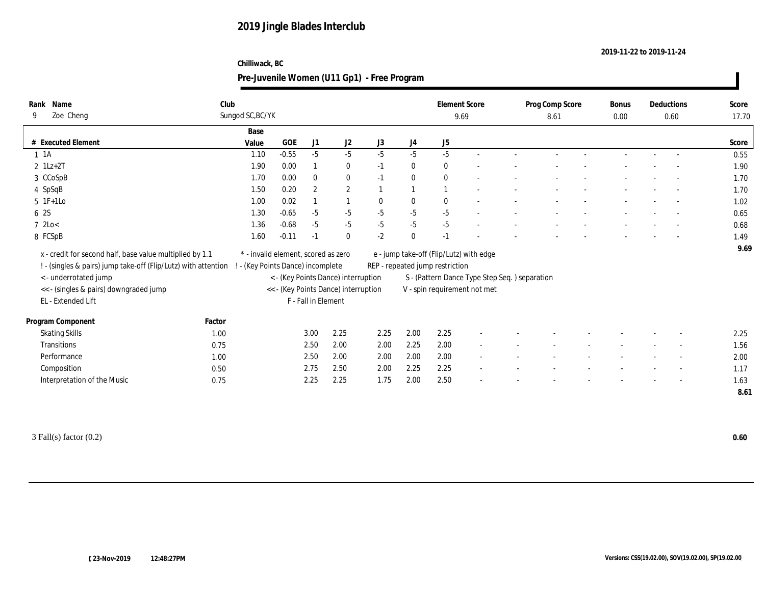# 2019 Jingle Blades Interclub

**2019-11-22 to 2019-11-24**

**Chilliwack, BC**

## Pre-Juvenile Women (U11 Gp1) - Free Program

| Rank | Name | Club | Element Score | Prog Comp Score | Bonus | Deductions | Score |
|---|---|---|---|---|---|---|---|
| 9 | Zoe Cheng | Sungod SC,BC/YK | 9.69 | 8.61 | 0.00 | 0.60 | 17.70 |

| # | Executed Element | Base Value | GOE | J1 | J2 | J3 | J4 | J5 | | | | | | | | | Score |
|---|---|---|---|---|---|---|---|---|---|---|---|---|---|---|---|---|---|
| 1 | 1A | 1.10 | -0.55 | -5 | -5 | -5 | -5 | -5 | - | - | - | - | - | - | - | - | 0.55 |
| 2 | 1Lz+2T | 1.90 | 0.00 | 1 | 0 | -1 | 0 | 0 | - | - | - | - | - | - | - | - | 1.90 |
| 3 | CCoSpB | 1.70 | 0.00 | 0 | 0 | -1 | 0 | 0 | - | - | - | - | - | - | - | - | 1.70 |
| 4 | SpSqB | 1.50 | 0.20 | 2 | 2 | 1 | 1 | 1 | - | - | - | - | - | - | - | - | 1.70 |
| 5 | 1F+1Lo | 1.00 | 0.02 | 1 | 1 | 0 | 0 | 0 | - | - | - | - | - | - | - | - | 1.02 |
| 6 | 2S | 1.30 | -0.65 | -5 | -5 | -5 | -5 | -5 | - | - | - | - | - | - | - | - | 0.65 |
| 7 | 2Lo< | 1.36 | -0.68 | -5 | -5 | -5 | -5 | -5 | - | - | - | - | - | - | - | - | 0.68 |
| 8 | FCSpB | 1.60 | -0.11 | -1 | 0 | -2 | 0 | -1 | - | - | - | - | - | - | - | - | 1.49 |
| | | | | | | | | | | | | | | | | | 9.69 |

x - credit for second half, base value multiplied by 1.1
! - (singles & pairs) jump take-off (Flip/Lutz) with attention
< - underrotated jump
<< - (singles & pairs) downgraded jump
EL - Extended Lift
\* - invalid element, scored as zero
! - (Key Points Dance) incomplete
< - (Key Points Dance) interruption
<< - (Key Points Dance) interruption
F - Fall in Element
e - jump take-off (Flip/Lutz) with edge
REP - repeated jump restriction
S - (Pattern Dance Type Step Seq. ) separation
V - spin requirement not met

| Program Component | Factor | J1 | J2 | J3 | J4 | J5 | | | | | | | | | Score |
|---|---|---|---|---|---|---|---|---|---|---|---|---|---|---|---|
| Skating Skills | 1.00 | 3.00 | 2.25 | 2.25 | 2.00 | 2.25 | - | - | - | - | - | - | - | - | 2.25 |
| Transitions | 0.75 | 2.50 | 2.00 | 2.00 | 2.25 | 2.00 | - | - | - | - | - | - | - | - | 1.56 |
| Performance | 1.00 | 2.50 | 2.00 | 2.00 | 2.00 | 2.00 | - | - | - | - | - | - | - | - | 2.00 |
| Composition | 0.50 | 2.75 | 2.50 | 2.00 | 2.25 | 2.25 | - | - | - | - | - | - | - | - | 1.17 |
| Interpretation of the Music | 0.75 | 2.25 | 2.25 | 1.75 | 2.00 | 2.50 | - | - | - | - | - | - | - | - | 1.63 |
| | | | | | | | | | | | | | | | 8.61 |

3 Fall(s) factor (0.2) **0.60**

23-Nov-2019 12:48:27PM

Versions: CSS(19.02.00), SOV(19.02.00), SP(19.02.00)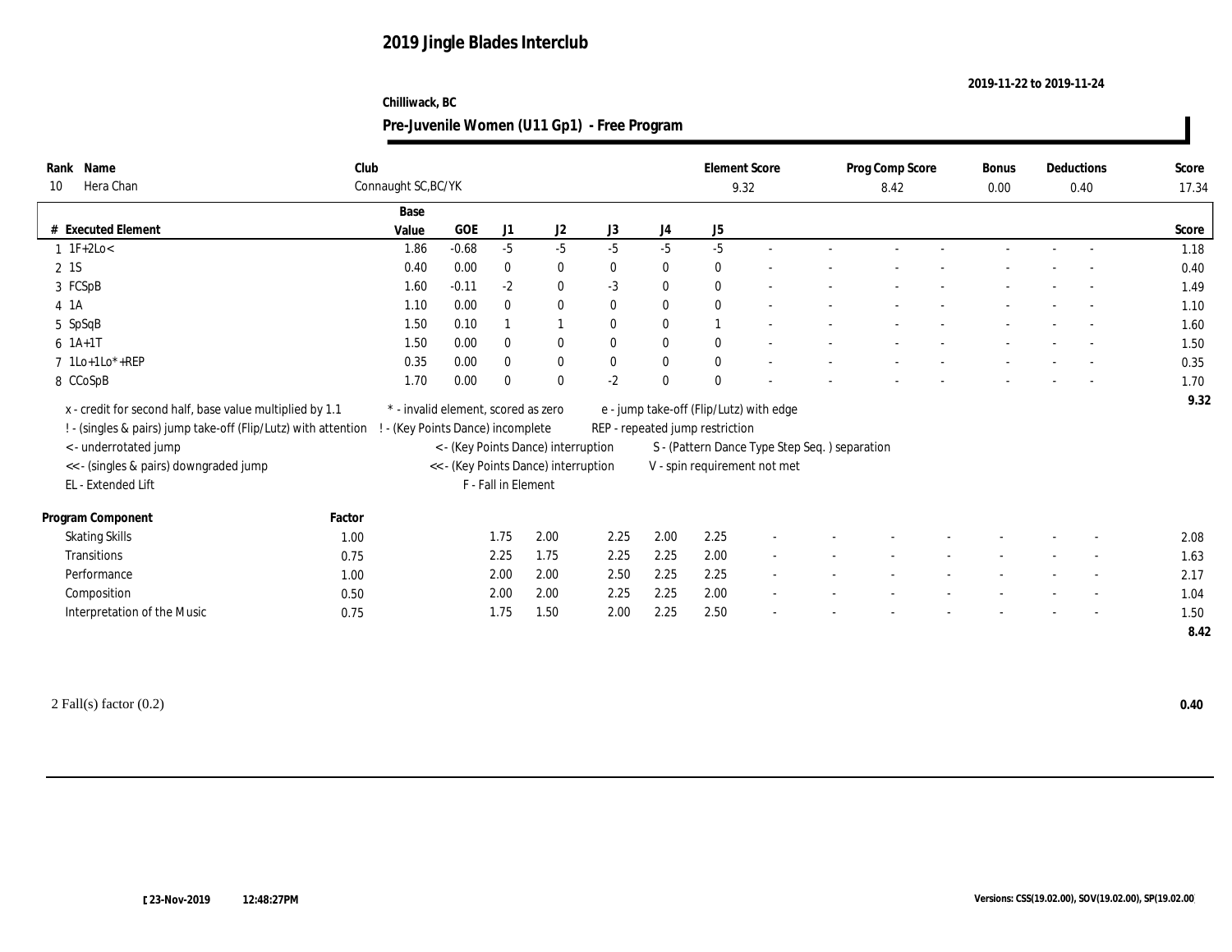# 2019 Jingle Blades Interclub

2019-11-22 to 2019-11-24

Chilliwack, BC

## Pre-Juvenile Women (U11 Gp1) - Free Program

| Rank | Name | Club | Element Score | Prog Comp Score | Bonus | Deductions | Score |
|---|---|---|---|---|---|---|---|
| 10 | Hera Chan | Connaught SC,BC/YK | 9.32 | 8.42 | 0.00 | 0.40 | 17.34 |

| # | Executed Element | Base Value | GOE | J1 | J2 | J3 | J4 | J5 | | | | | | | | | | Score |
|---|---|---|---|---|---|---|---|---|---|---|---|---|---|---|---|---|---|---|
| 1 | 1F+2Lo< | 1.86 | -0.68 | -5 | -5 | -5 | -5 | -5 | - | - | - | - | - | - | - | - | - | 1.18 |
| 2 | 1S | 0.40 | 0.00 | 0 | 0 | 0 | 0 | 0 | - | - | - | - | - | - | - | - | - | 0.40 |
| 3 | FCSpB | 1.60 | -0.11 | -2 | 0 | -3 | 0 | 0 | - | - | - | - | - | - | - | - | - | 1.49 |
| 4 | 1A | 1.10 | 0.00 | 0 | 0 | 0 | 0 | 0 | - | - | - | - | - | - | - | - | - | 1.10 |
| 5 | SpSqB | 1.50 | 0.10 | 1 | 1 | 0 | 0 | 1 | - | - | - | - | - | - | - | - | - | 1.60 |
| 6 | 1A+1T | 1.50 | 0.00 | 0 | 0 | 0 | 0 | 0 | - | - | - | - | - | - | - | - | - | 1.50 |
| 7 | 1Lo+1Lo*+REP | 0.35 | 0.00 | 0 | 0 | 0 | 0 | 0 | - | - | - | - | - | - | - | - | - | 0.35 |
| 8 | CCoSpB | 1.70 | 0.00 | 0 | 0 | -2 | 0 | 0 | - | - | - | - | - | - | - | - | - | 1.70 |
| | | | | | | | | | | | | | | | | | | 9.32 |

x - credit for second half, base value multiplied by 1.1
! - (singles & pairs) jump take-off (Flip/Lutz) with attention
< - underrotated jump
<< - (singles & pairs) downgraded jump
EL - Extended Lift

* - invalid element, scored as zero
! - (Key Points Dance) incomplete
< - (Key Points Dance) interruption
<< - (Key Points Dance) interruption
F - Fall in Element

e - jump take-off (Flip/Lutz) with edge
REP - repeated jump restriction
S - (Pattern Dance Type Step Seq. ) separation
V - spin requirement not met

| Program Component | Factor | J1 | J2 | J3 | J4 | J5 | | | | | | | | | | Score |
|---|---|---|---|---|---|---|---|---|---|---|---|---|---|---|---|---|
| Skating Skills | 1.00 | 1.75 | 2.00 | 2.25 | 2.00 | 2.25 | - | - | - | - | - | - | - | - | - | 2.08 |
| Transitions | 0.75 | 2.25 | 1.75 | 2.25 | 2.25 | 2.00 | - | - | - | - | - | - | - | - | - | 1.63 |
| Performance | 1.00 | 2.00 | 2.00 | 2.50 | 2.25 | 2.25 | - | - | - | - | - | - | - | - | - | 2.17 |
| Composition | 0.50 | 2.00 | 2.00 | 2.25 | 2.25 | 2.00 | - | - | - | - | - | - | - | - | - | 1.04 |
| Interpretation of the Music | 0.75 | 1.75 | 1.50 | 2.00 | 2.25 | 2.50 | - | - | - | - | - | - | - | - | - | 1.50 |
| | | | | | | | | | | | | | | | | 8.42 |

2 Fall(s) factor (0.2) **0.40**

[23-Nov-2019 12:48:27PM

Versions: CSS(19.02.00), SOV(19.02.00), SP(19.02.00)